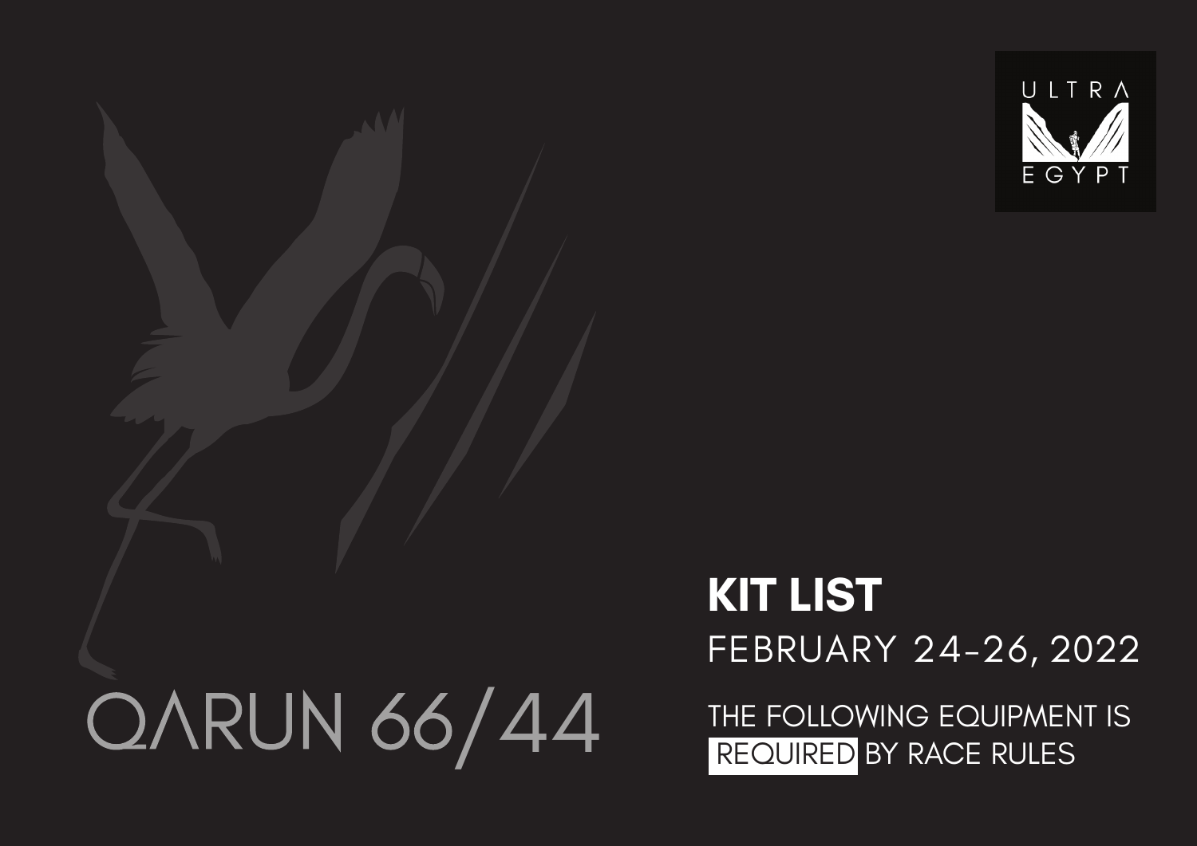ULTRA EGYPT

QARUN 66/44

# KIT LIST

FEBRUARY 24-26, 2022

THE FOLLOWING EQUIPMENT IS **REQUIRED** BY RACE RULES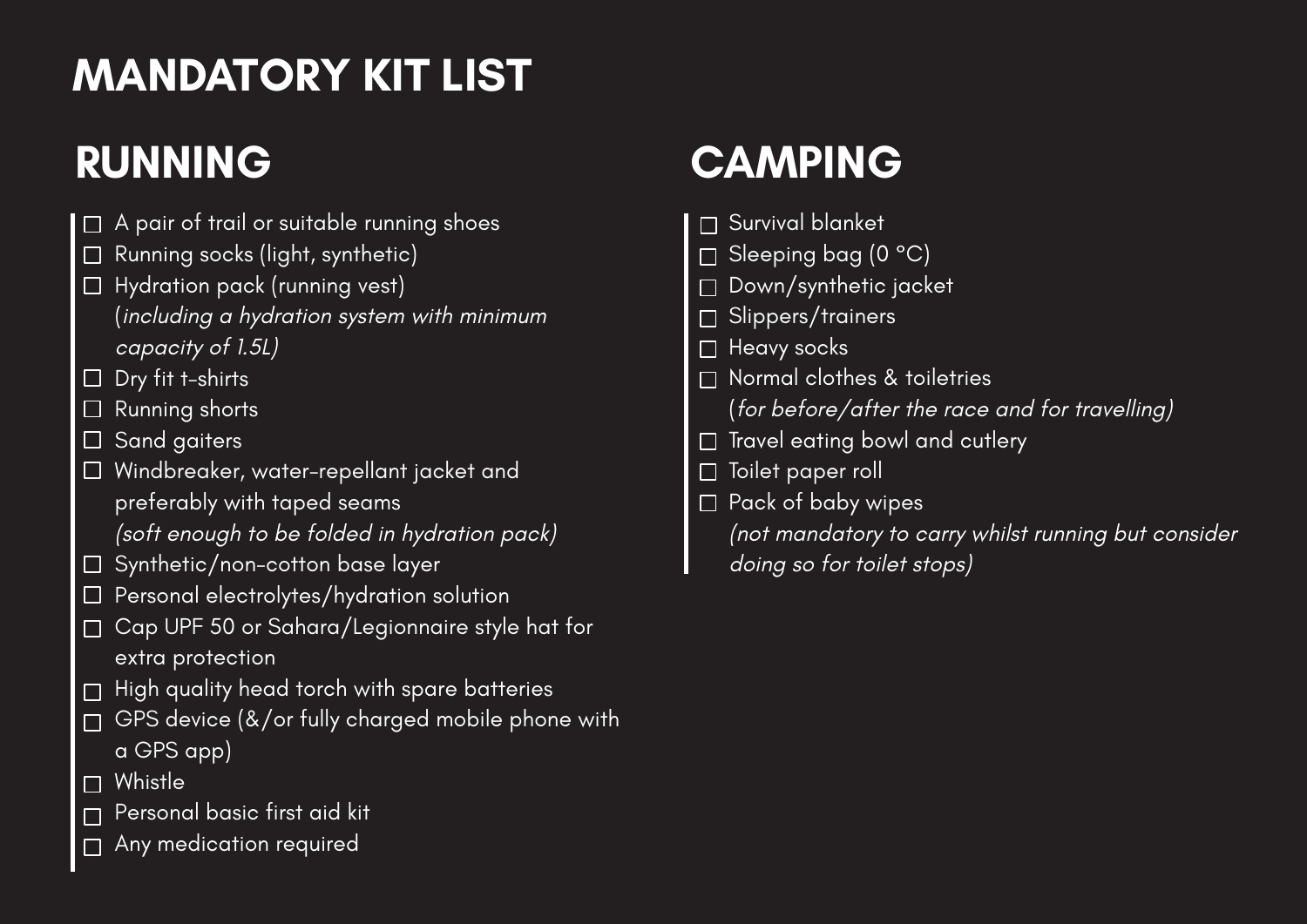# MANDATORY KIT LIST

## RUNNING

- [ ] A pair of trail or suitable running shoes
- [ ] Running socks (light, synthetic)
- [ ] Hydration pack (running vest) (*including a hydration system with minimum capacity of 1.5L)*
- [ ] Dry fit t-shirts
- [ ] Running shorts
- [ ] Sand gaiters
- [ ] Windbreaker, water-repellant jacket and preferably with taped seams *(soft enough to be folded in hydration pack)*
- [ ] Synthetic/non-cotton base layer
- [ ] Personal electrolytes/hydration solution
- [ ] Cap UPF 50 or Sahara/Legionnaire style hat for extra protection
- [ ] High quality head torch with spare batteries
- [ ] GPS device (&/or fully charged mobile phone with a GPS app)
- [ ] Whistle
- [ ] Personal basic first aid kit
- [ ] Any medication required

## CAMPING

- [ ] Survival blanket
- [ ] Sleeping bag (0 °C)
- [ ] Down/synthetic jacket
- [ ] Slippers/trainers
- [ ] Heavy socks
- [ ] Normal clothes & toiletries (*for before/after the race and for travelling)*
- [ ] Travel eating bowl and cutlery
- [ ] Toilet paper roll
- [ ] Pack of baby wipes *(not mandatory to carry whilst running but consider doing so for toilet stops)*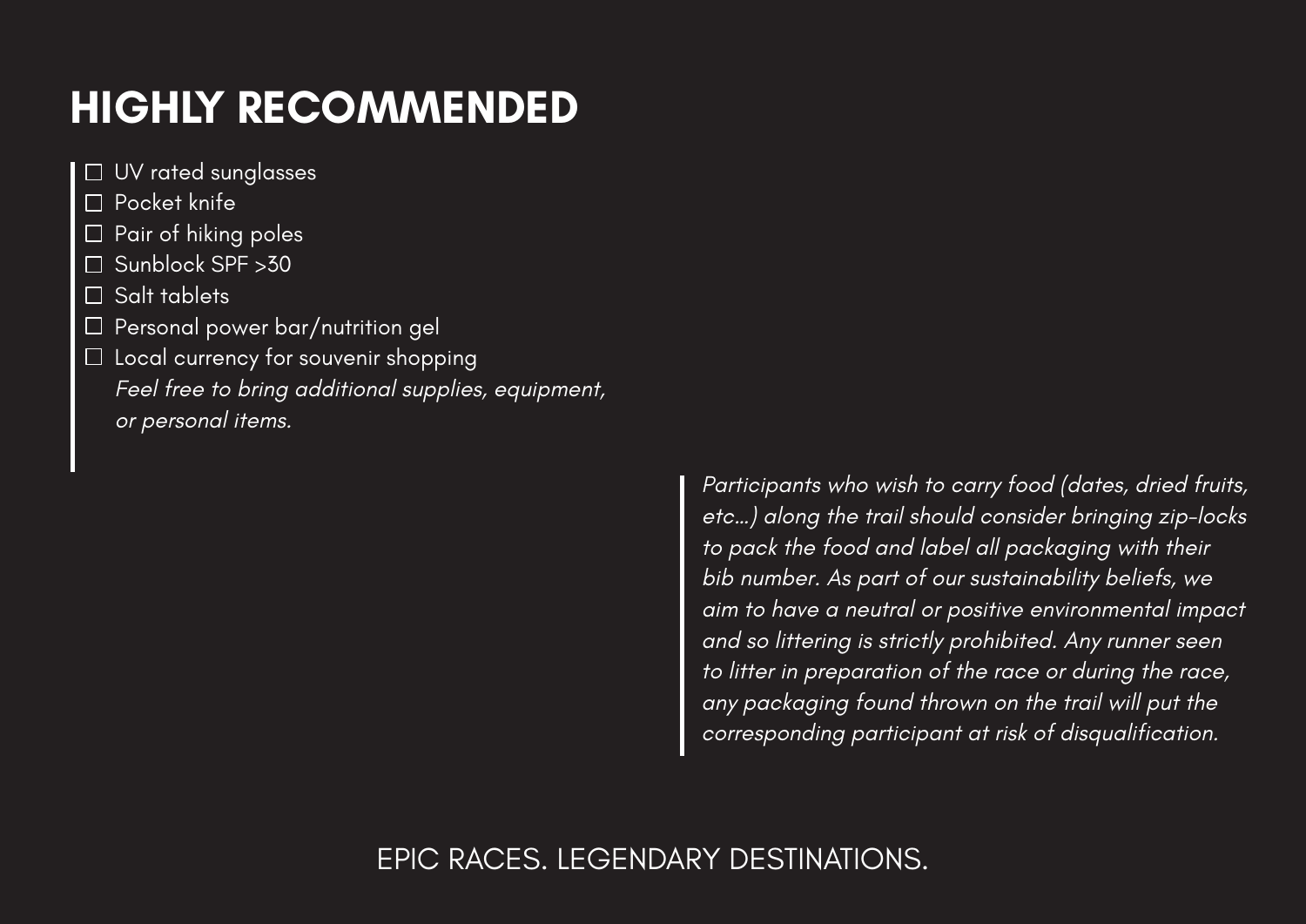# HIGHLY RECOMMENDED

- [ ] UV rated sunglasses
- [ ] Pocket knife
- [ ] Pair of hiking poles
- [ ] Sunblock SPF >30
- [ ] Salt tablets
- [ ] Personal power bar/nutrition gel
- [ ] Local currency for souvenir shopping

*Feel free to bring additional supplies, equipment, or personal items.*

*Participants who wish to carry food (dates, dried fruits, etc...) along the trail should consider bringing zip-locks to pack the food and label all packaging with their bib number. As part of our sustainability beliefs, we aim to have a neutral or positive environmental impact and so littering is strictly prohibited. Any runner seen to litter in preparation of the race or during the race, any packaging found thrown on the trail will put the corresponding participant at risk of disqualification.*

EPIC RACES. LEGENDARY DESTINATIONS.